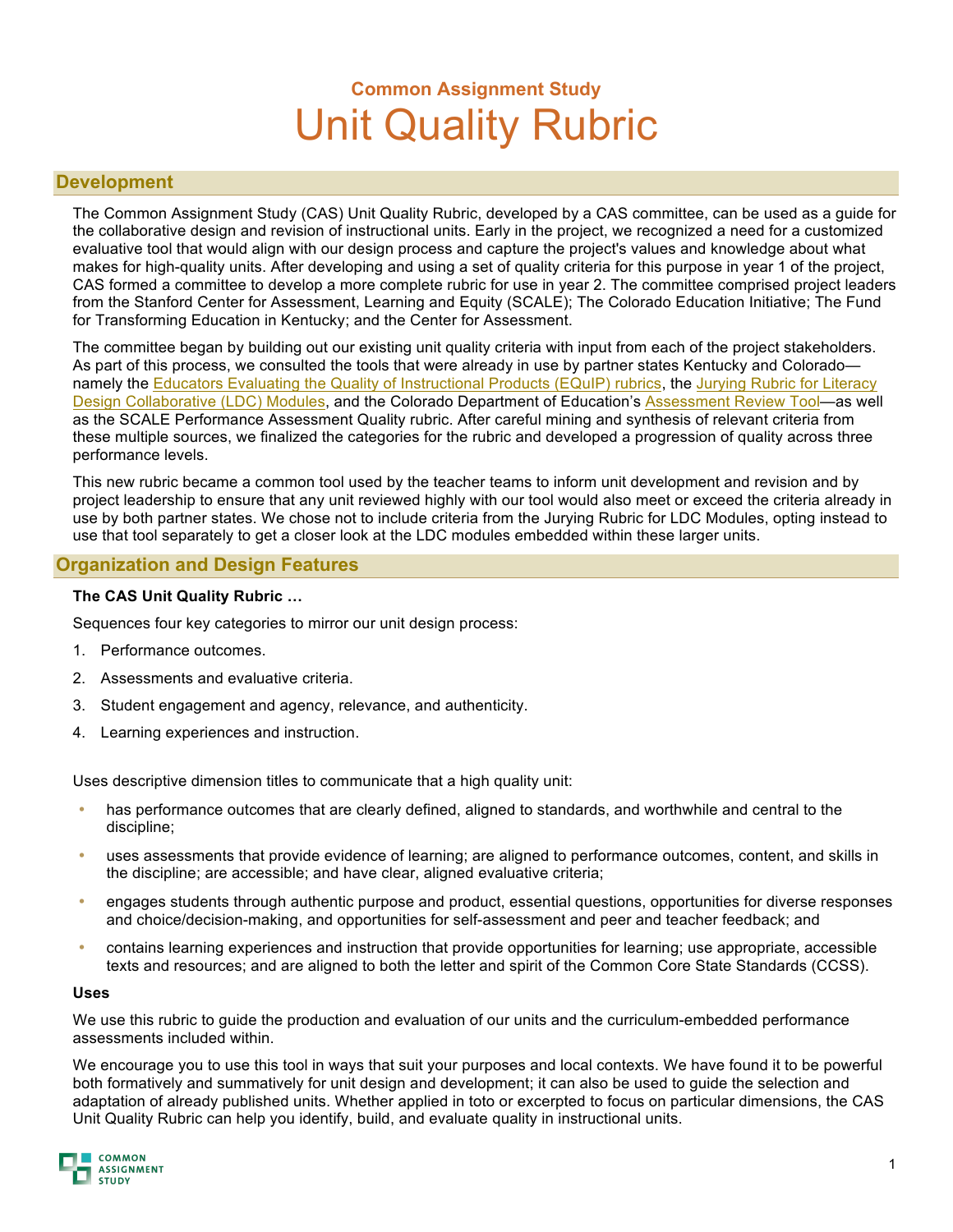## Common Assignment Study

# Unit Quality Rubric

## Development

The Common Assignment Study (CAS) Unit Quality Rubric, developed by a CAS committee, can be used as a guide for the collaborative design and revision of instructional units. Early in the project, we recognized a need for a customized evaluative tool that would align with our design process and capture the project's values and knowledge about what makes for high-quality units. After developing and using a set of quality criteria for this purpose in year 1 of the project, CAS formed a committee to develop a more complete rubric for use in year 2. The committee comprised project leaders from the Stanford Center for Assessment, Learning and Equity (SCALE); The Colorado Education Initiative; The Fund for Transforming Education in Kentucky; and the Center for Assessment.

The committee began by building out our existing unit quality criteria with input from each of the project stakeholders. As part of this process, we consulted the tools that were already in use by partner states Kentucky and Colorado—namely the Educators Evaluating the Quality of Instructional Products (EQuIP) rubrics, the Jurying Rubric for Literacy Design Collaborative (LDC) Modules, and the Colorado Department of Education's Assessment Review Tool—as well as the SCALE Performance Assessment Quality rubric. After careful mining and synthesis of relevant criteria from these multiple sources, we finalized the categories for the rubric and developed a progression of quality across three performance levels.

This new rubric became a common tool used by the teacher teams to inform unit development and revision and by project leadership to ensure that any unit reviewed highly with our tool would also meet or exceed the criteria already in use by both partner states. We chose not to include criteria from the Jurying Rubric for LDC Modules, opting instead to use that tool separately to get a closer look at the LDC modules embedded within these larger units.

## Organization and Design Features

**The CAS Unit Quality Rubric …**

Sequences four key categories to mirror our unit design process:

1. Performance outcomes.
2. Assessments and evaluative criteria.
3. Student engagement and agency, relevance, and authenticity.
4. Learning experiences and instruction.

Uses descriptive dimension titles to communicate that a high quality unit:

- has performance outcomes that are clearly defined, aligned to standards, and worthwhile and central to the discipline;
- uses assessments that provide evidence of learning; are aligned to performance outcomes, content, and skills in the discipline; are accessible; and have clear, aligned evaluative criteria;
- engages students through authentic purpose and product, essential questions, opportunities for diverse responses and choice/decision-making, and opportunities for self-assessment and peer and teacher feedback; and
- contains learning experiences and instruction that provide opportunities for learning; use appropriate, accessible texts and resources; and are aligned to both the letter and spirit of the Common Core State Standards (CCSS).

**Uses**

We use this rubric to guide the production and evaluation of our units and the curriculum-embedded performance assessments included within.

We encourage you to use this tool in ways that suit your purposes and local contexts. We have found it to be powerful both formatively and summatively for unit design and development; it can also be used to guide the selection and adaptation of already published units. Whether applied in toto or excerpted to focus on particular dimensions, the CAS Unit Quality Rubric can help you identify, build, and evaluate quality in instructional units.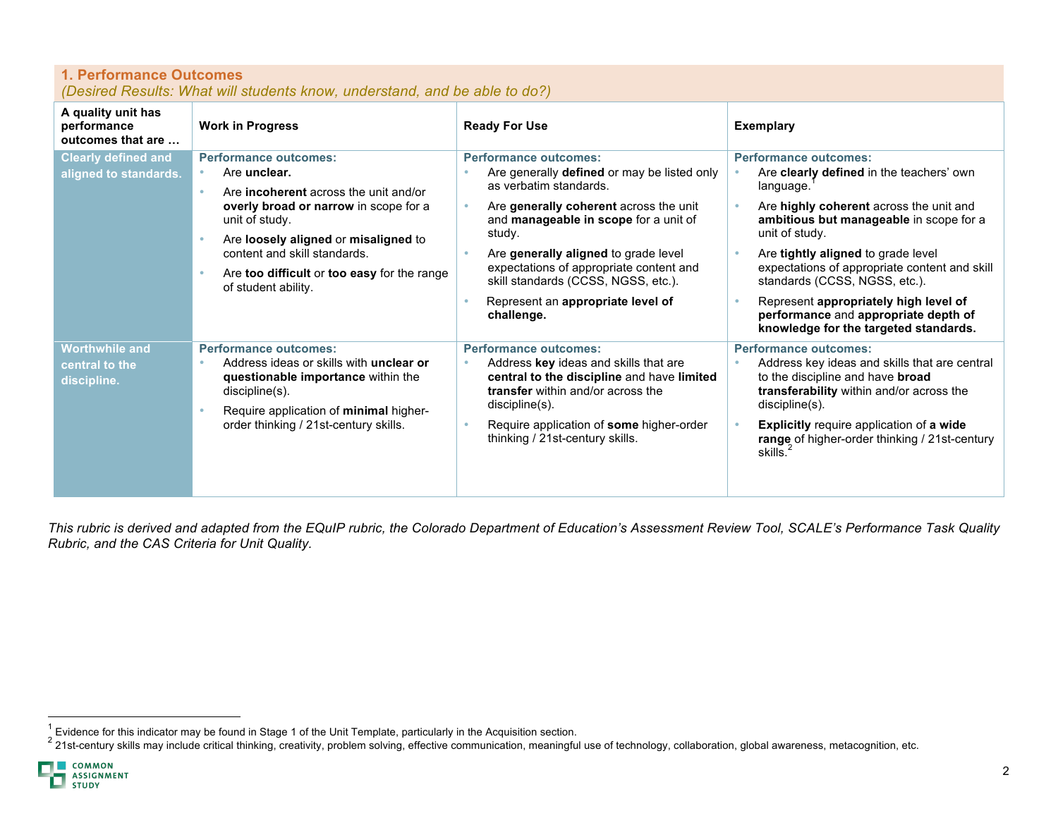## 1. Performance Outcomes

*(Desired Results: What will students know, understand, and be able to do?)*

| A quality unit has performance outcomes that are … | Work in Progress | Ready For Use | Exemplary |
|---|---|---|---|
| **Clearly defined and aligned to standards.** | **Performance outcomes:**<br>• Are **unclear.**<br>• Are **incoherent** across the unit and/or **overly broad or narrow** in scope for a unit of study.<br>• Are **loosely aligned** or **misaligned** to content and skill standards.<br>• Are **too difficult** or **too easy** for the range of student ability. | **Performance outcomes:**<br>• Are generally **defined** or may be listed only as verbatim standards.<br>• Are **generally coherent** across the unit and **manageable in scope** for a unit of study.<br>• Are **generally aligned** to grade level expectations of appropriate content and skill standards (CCSS, NGSS, etc.).<br>• Represent an **appropriate level of challenge.** | **Performance outcomes:**<br>• Are **clearly defined** in the teachers' own language.[1]<br>• Are **highly coherent** across the unit and **ambitious but manageable** in scope for a unit of study.<br>• Are **tightly aligned** to grade level expectations of appropriate content and skill standards (CCSS, NGSS, etc.).<br>• Represent **appropriately high level of performance** and **appropriate depth of knowledge for the targeted standards.** |
| **Worthwhile and central to the discipline.** | **Performance outcomes:**<br>• Address ideas or skills with **unclear or questionable importance** within the discipline(s).<br>• Require application of **minimal** higher-order thinking / 21st-century skills. | **Performance outcomes:**<br>• Address **key** ideas and skills that are **central to the discipline** and have **limited transfer** within and/or across the discipline(s).<br>• Require application of **some** higher-order thinking / 21st-century skills. | **Performance outcomes:**<br>• Address key ideas and skills that are central to the discipline and have **broad transferability** within and/or across the discipline(s).<br>• **Explicitly** require application of **a wide range** of higher-order thinking / 21st-century skills.[2] |

*This rubric is derived and adapted from the EQuIP rubric, the Colorado Department of Education's Assessment Review Tool, SCALE's Performance Task Quality Rubric, and the CAS Criteria for Unit Quality.*

[1] Evidence for this indicator may be found in Stage 1 of the Unit Template, particularly in the Acquisition section.

[2] 21st-century skills may include critical thinking, creativity, problem solving, effective communication, meaningful use of technology, collaboration, global awareness, metacognition, etc.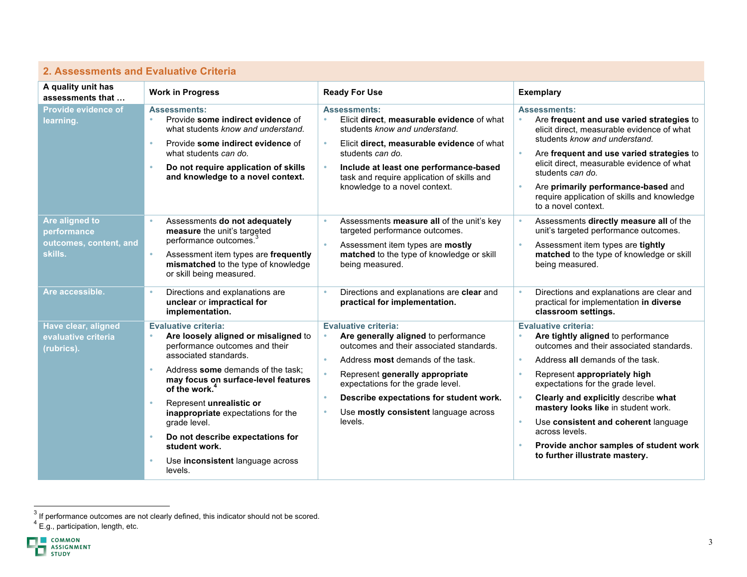## 2. Assessments and Evaluative Criteria

| A quality unit has assessments that … | Work in Progress | Ready For Use | Exemplary |
|---|---|---|---|
| **Provide evidence of learning.** | **Assessments:**<br>• Provide **some indirect evidence** of what students *know and understand.*<br>• Provide **some indirect evidence** of what students *can do.*<br>• **Do not require application of skills and knowledge to a novel context.** | **Assessments:**<br>• Elicit **direct**, **measurable evidence** of what students *know and understand.*<br>• Elicit **direct, measurable evidence** of what students *can do.*<br>• **Include at least one performance-based** task and require application of skills and knowledge to a novel context. | **Assessments:**<br>• Are **frequent and use varied strategies** to elicit direct, measurable evidence of what students *know and understand.*<br>• Are **frequent and use varied strategies** to elicit direct, measurable evidence of what students *can do.*<br>• Are **primarily performance-based** and require application of skills and knowledge to a novel context. |
| **Are aligned to performance outcomes, content, and skills.** | • Assessments **do not adequately measure** the unit's targeted performance outcomes.[3]<br>• Assessment item types are **frequently mismatched** to the type of knowledge or skill being measured. | • Assessments **measure all** of the unit's key targeted performance outcomes.<br>• Assessment item types are **mostly matched** to the type of knowledge or skill being measured. | • Assessments **directly measure all** of the unit's targeted performance outcomes.<br>• Assessment item types are **tightly matched** to the type of knowledge or skill being measured. |
| **Are accessible.** | • Directions and explanations are **unclear** or **impractical for implementation.** | • Directions and explanations are **clear** and **practical for implementation.** | • Directions and explanations are clear and practical for implementation **in diverse classroom settings.** |
| **Have clear, aligned evaluative criteria (rubrics).** | **Evaluative criteria:**<br>• **Are loosely aligned or misaligned** to performance outcomes and their associated standards.<br>• Address **some** demands of the task; **may focus on surface-level features of the work.**[4]<br>• Represent **unrealistic or inappropriate** expectations for the grade level.<br>• **Do not describe expectations for student work.**<br>• Use **inconsistent** language across levels. | **Evaluative criteria:**<br>• **Are generally aligned** to performance outcomes and their associated standards.<br>• Address **most** demands of the task.<br>• Represent **generally appropriate** expectations for the grade level.<br>• **Describe expectations for student work.**<br>• Use **mostly consistent** language across levels. | **Evaluative criteria:**<br>• **Are tightly aligned** to performance outcomes and their associated standards.<br>• Address **all** demands of the task.<br>• Represent **appropriately high** expectations for the grade level.<br>• **Clearly and explicitly** describe **what mastery looks like** in student work.<br>• Use **consistent and coherent** language across levels.<br>• **Provide anchor samples of student work to further illustrate mastery.** |

[3] If performance outcomes are not clearly defined, this indicator should not be scored.

[4] E.g., participation, length, etc.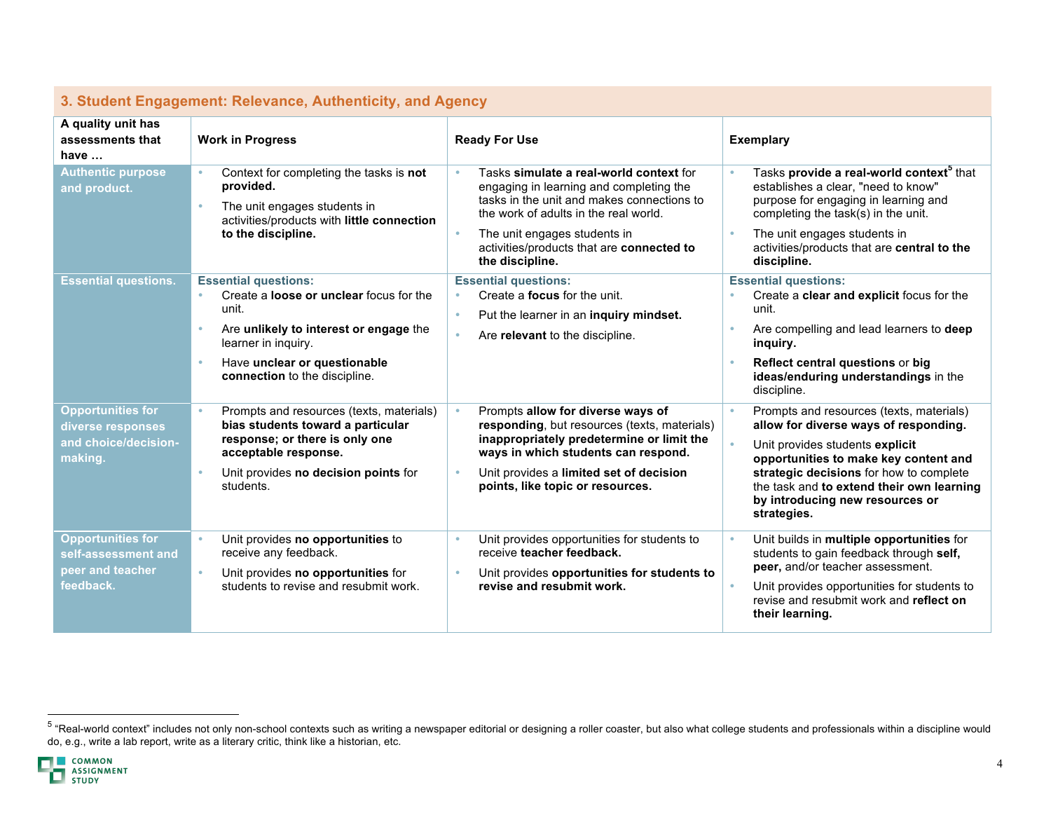## 3. Student Engagement: Relevance, Authenticity, and Agency

| A quality unit has assessments that have … | Work in Progress | Ready For Use | Exemplary |
|---|---|---|---|
| **Authentic purpose and product.** | • Context for completing the tasks is **not provided.**<br>• The unit engages students in activities/products with **little connection to the discipline.** | • Tasks **simulate a real-world context** for engaging in learning and completing the tasks in the unit and makes connections to the work of adults in the real world.<br>• The unit engages students in activities/products that are **connected to the discipline.** | • Tasks **provide a real-world context**[5] that establishes a clear, "need to know" purpose for engaging in learning and completing the task(s) in the unit.<br>• The unit engages students in activities/products that are **central to the discipline.** |
| **Essential questions.** | **Essential questions:**<br>• Create a **loose or unclear** focus for the unit.<br>• Are **unlikely to interest or engage** the learner in inquiry.<br>• Have **unclear or questionable connection** to the discipline. | **Essential questions:**<br>• Create a **focus** for the unit.<br>• Put the learner in an **inquiry mindset.**<br>• Are **relevant** to the discipline. | **Essential questions:**<br>• Create a **clear and explicit** focus for the unit.<br>• Are compelling and lead learners to **deep inquiry.**<br>• **Reflect central questions** or **big ideas/enduring understandings** in the discipline. |
| **Opportunities for diverse responses and choice/decision-making.** | • Prompts and resources (texts, materials) **bias students toward a particular response; or there is only one acceptable response.**<br>• Unit provides **no decision points** for students. | • Prompts **allow for diverse ways of responding**, but resources (texts, materials) **inappropriately predetermine or limit the ways in which students can respond.**<br>• Unit provides a **limited set of decision points, like topic or resources.** | • Prompts and resources (texts, materials) **allow for diverse ways of responding.**<br>• Unit provides students **explicit opportunities to make key content and strategic decisions** for how to complete the task and **to extend their own learning by introducing new resources or strategies.** |
| **Opportunities for self-assessment and peer and teacher feedback.** | • Unit provides **no opportunities** to receive any feedback.<br>• Unit provides **no opportunities** for students to revise and resubmit work. | • Unit provides opportunities for students to receive **teacher feedback.**<br>• Unit provides **opportunities for students to revise and resubmit work.** | • Unit builds in **multiple opportunities** for students to gain feedback through **self, peer,** and/or teacher assessment.<br>• Unit provides opportunities for students to revise and resubmit work and **reflect on their learning.** |

[5] "Real-world context" includes not only non-school contexts such as writing a newspaper editorial or designing a roller coaster, but also what college students and professionals within a discipline would do, e.g., write a lab report, write as a literary critic, think like a historian, etc.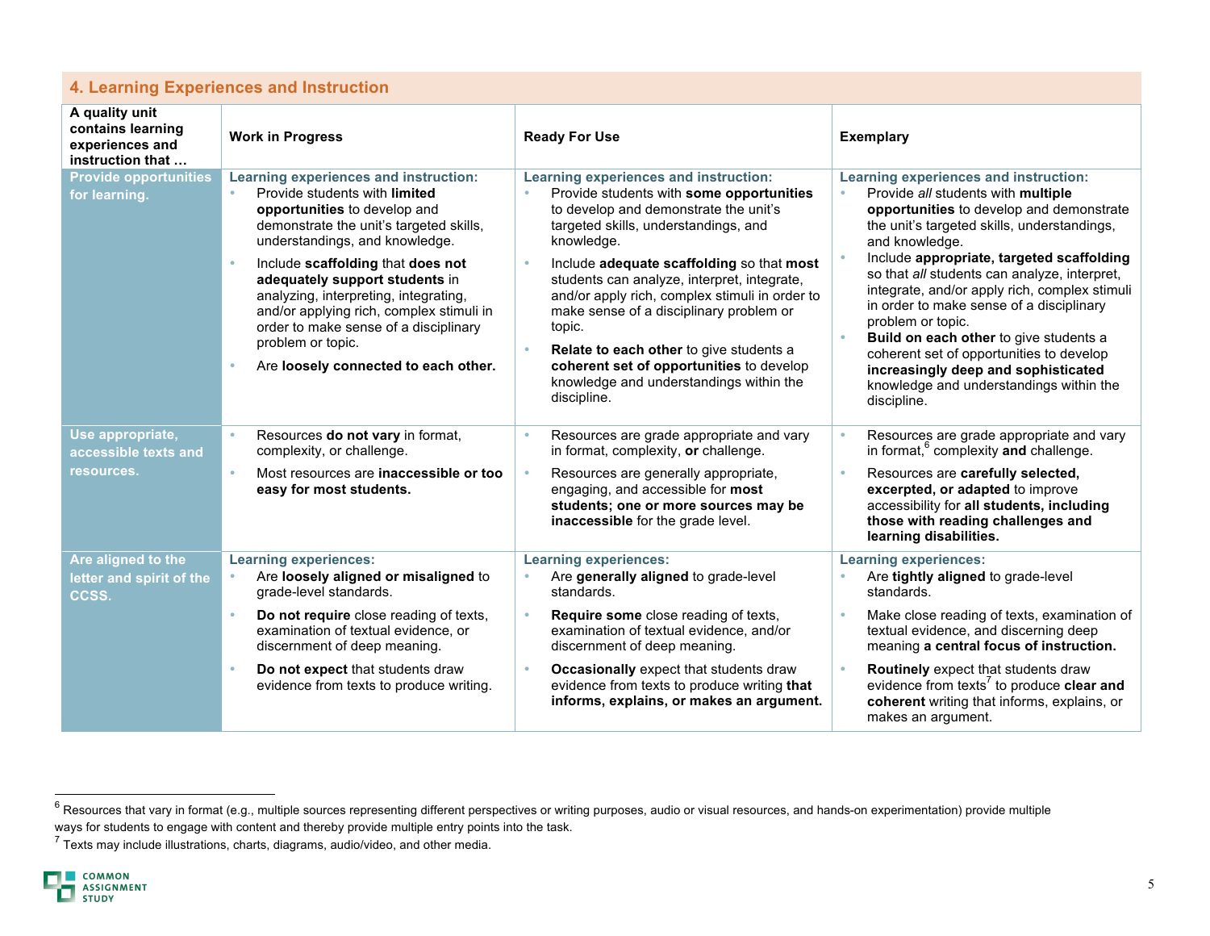## 4. Learning Experiences and Instruction

| A quality unit contains learning experiences and instruction that … | Work in Progress | Ready For Use | Exemplary |
|---|---|---|---|
| **Provide opportunities for learning.** | **Learning experiences and instruction:**<br>• Provide students with **limited opportunities** to develop and demonstrate the unit's targeted skills, understandings, and knowledge.<br>• Include **scaffolding** that **does not adequately support students** in analyzing, interpreting, integrating, and/or applying rich, complex stimuli in order to make sense of a disciplinary problem or topic.<br>• Are **loosely connected to each other.** | **Learning experiences and instruction:**<br>• Provide students with **some opportunities** to develop and demonstrate the unit's targeted skills, understandings, and knowledge.<br>• Include **adequate scaffolding** so that **most** students can analyze, interpret, integrate, and/or apply rich, complex stimuli in order to make sense of a disciplinary problem or topic.<br>• **Relate to each other** to give students a **coherent set of opportunities** to develop knowledge and understandings within the discipline. | **Learning experiences and instruction:**<br>• Provide *all* students with **multiple opportunities** to develop and demonstrate the unit's targeted skills, understandings, and knowledge.<br>• Include **appropriate, targeted scaffolding** so that *all* students can analyze, interpret, integrate, and/or apply rich, complex stimuli in order to make sense of a disciplinary problem or topic.<br>• **Build on each other** to give students a coherent set of opportunities to develop **increasingly deep and sophisticated** knowledge and understandings within the discipline. |
| **Use appropriate, accessible texts and resources.** | • Resources **do not vary** in format, complexity, or challenge.<br>• Most resources are **inaccessible or too easy for most students.** | • Resources are grade appropriate and vary in format, complexity, **or** challenge.<br>• Resources are generally appropriate, engaging, and accessible for **most students; one or more sources may be inaccessible** for the grade level. | • Resources are grade appropriate and vary in format,[6] complexity **and** challenge.<br>• Resources are **carefully selected, excerpted, or adapted** to improve accessibility for **all students, including those with reading challenges and learning disabilities.** |
| **Are aligned to the letter and spirit of the CCSS.** | **Learning experiences:**<br>• Are **loosely aligned or misaligned** to grade-level standards.<br>• **Do not require** close reading of texts, examination of textual evidence, or discernment of deep meaning.<br>• **Do not expect** that students draw evidence from texts to produce writing. | **Learning experiences:**<br>• Are **generally aligned** to grade-level standards.<br>• **Require some** close reading of texts, examination of textual evidence, and/or discernment of deep meaning.<br>• **Occasionally** expect that students draw evidence from texts to produce writing **that informs, explains, or makes an argument.** | **Learning experiences:**<br>• Are **tightly aligned** to grade-level standards.<br>• Make close reading of texts, examination of textual evidence, and discerning deep meaning **a central focus of instruction.**<br>• **Routinely** expect that students draw evidence from texts[7] to produce **clear and coherent** writing that informs, explains, or makes an argument. |

[6] Resources that vary in format (e.g., multiple sources representing different perspectives or writing purposes, audio or visual resources, and hands-on experimentation) provide multiple ways for students to engage with content and thereby provide multiple entry points into the task.

[7] Texts may include illustrations, charts, diagrams, audio/video, and other media.